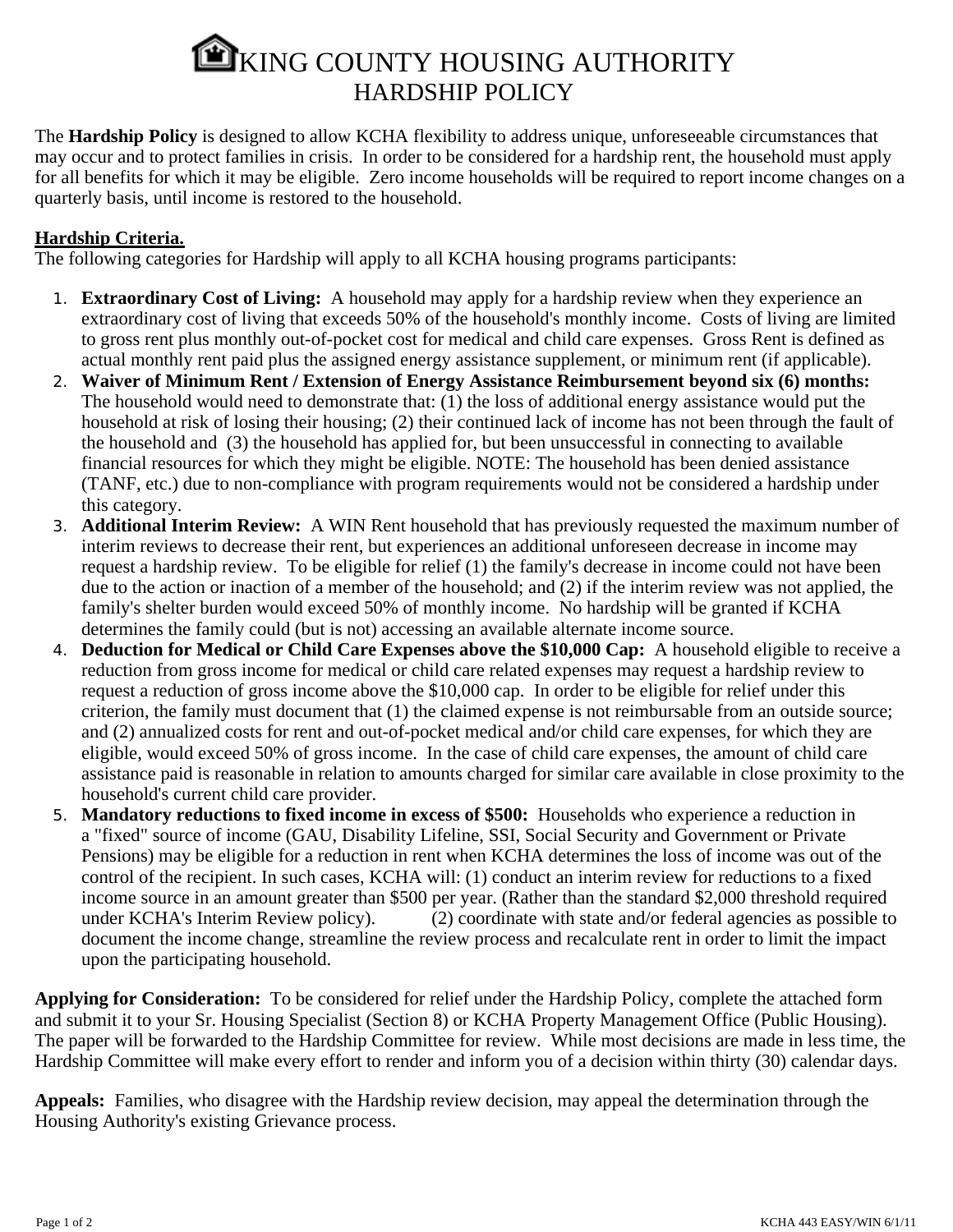# KING COUNTY HOUSING AUTHORITY
## HARDSHIP POLICY

The **Hardship Policy** is designed to allow KCHA flexibility to address unique, unforeseeable circumstances that may occur and to protect families in crisis. In order to be considered for a hardship rent, the household must apply for all benefits for which it may be eligible. Zero income households will be required to report income changes on a quarterly basis, until income is restored to the household.

**Hardship Criteria.**
The following categories for Hardship will apply to all KCHA housing programs participants:

1. **Extraordinary Cost of Living:** A household may apply for a hardship review when they experience an extraordinary cost of living that exceeds 50% of the household's monthly income. Costs of living are limited to gross rent plus monthly out-of-pocket cost for medical and child care expenses. Gross Rent is defined as actual monthly rent paid plus the assigned energy assistance supplement, or minimum rent (if applicable).
2. **Waiver of Minimum Rent / Extension of Energy Assistance Reimbursement beyond six (6) months:** The household would need to demonstrate that: (1) the loss of additional energy assistance would put the household at risk of losing their housing; (2) their continued lack of income has not been through the fault of the household and (3) the household has applied for, but been unsuccessful in connecting to available financial resources for which they might be eligible. NOTE: The household has been denied assistance (TANF, etc.) due to non-compliance with program requirements would not be considered a hardship under this category.
3. **Additional Interim Review:** A WIN Rent household that has previously requested the maximum number of interim reviews to decrease their rent, but experiences an additional unforeseen decrease in income may request a hardship review. To be eligible for relief (1) the family's decrease in income could not have been due to the action or inaction of a member of the household; and (2) if the interim review was not applied, the family's shelter burden would exceed 50% of monthly income. No hardship will be granted if KCHA determines the family could (but is not) accessing an available alternate income source.
4. **Deduction for Medical or Child Care Expenses above the $10,000 Cap:** A household eligible to receive a reduction from gross income for medical or child care related expenses may request a hardship review to request a reduction of gross income above the $10,000 cap. In order to be eligible for relief under this criterion, the family must document that (1) the claimed expense is not reimbursable from an outside source; and (2) annualized costs for rent and out-of-pocket medical and/or child care expenses, for which they are eligible, would exceed 50% of gross income. In the case of child care expenses, the amount of child care assistance paid is reasonable in relation to amounts charged for similar care available in close proximity to the household's current child care provider.
5. **Mandatory reductions to fixed income in excess of $500:** Households who experience a reduction in a "fixed" source of income (GAU, Disability Lifeline, SSI, Social Security and Government or Private Pensions) may be eligible for a reduction in rent when KCHA determines the loss of income was out of the control of the recipient. In such cases, KCHA will: (1) conduct an interim review for reductions to a fixed income source in an amount greater than $500 per year. (Rather than the standard $2,000 threshold required under KCHA's Interim Review policy). (2) coordinate with state and/or federal agencies as possible to document the income change, streamline the review process and recalculate rent in order to limit the impact upon the participating household.

**Applying for Consideration:** To be considered for relief under the Hardship Policy, complete the attached form and submit it to your Sr. Housing Specialist (Section 8) or KCHA Property Management Office (Public Housing). The paper will be forwarded to the Hardship Committee for review. While most decisions are made in less time, the Hardship Committee will make every effort to render and inform you of a decision within thirty (30) calendar days.

**Appeals:** Families, who disagree with the Hardship review decision, may appeal the determination through the Housing Authority's existing Grievance process.

KCHA 443 EASY/WIN 6/1/11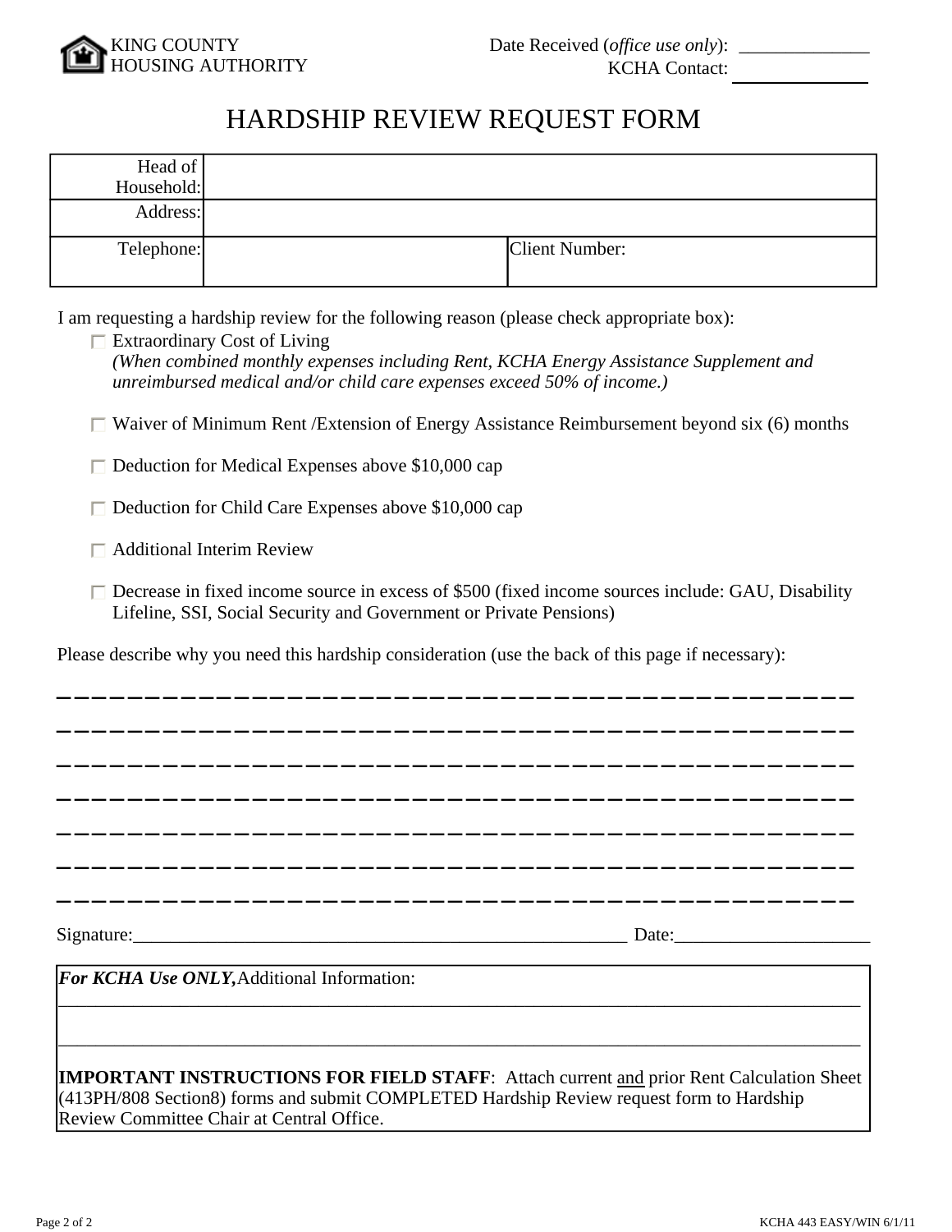KING COUNTY
HOUSING AUTHORITY

Date Received (*office use only*): ______________
KCHA Contact: ______________

# HARDSHIP REVIEW REQUEST FORM

| | | | |
|---|---|---|---|
| Head of Household: | | | |
| Address: | | | |
| Telephone: | | Client Number: | |

I am requesting a hardship review for the following reason (please check appropriate box):

- ☐ Extraordinary Cost of Living
  *(When combined monthly expenses including Rent, KCHA Energy Assistance Supplement and unreimbursed medical and/or child care expenses exceed 50% of income.)*
- ☐ Waiver of Minimum Rent /Extension of Energy Assistance Reimbursement beyond six (6) months
- ☐ Deduction for Medical Expenses above $10,000 cap
- ☐ Deduction for Child Care Expenses above $10,000 cap
- ☐ Additional Interim Review
- ☐ Decrease in fixed income source in excess of $500 (fixed income sources include: GAU, Disability Lifeline, SSI, Social Security and Government or Private Pensions)

Please describe why you need this hardship consideration (use the back of this page if necessary):

_______________________________________________

_______________________________________________

_______________________________________________

_______________________________________________

_______________________________________________

_______________________________________________

_______________________________________________

Signature:_______________________________________________ Date:____________________

***For KCHA Use ONLY,*** Additional Information:

_______________________________________________

_______________________________________________

**IMPORTANT INSTRUCTIONS FOR FIELD STAFF**: Attach current and prior Rent Calculation Sheet (413PH/808 Section8) forms and submit COMPLETED Hardship Review request form to Hardship Review Committee Chair at Central Office.

KCHA 443 EASY/WIN 6/1/11